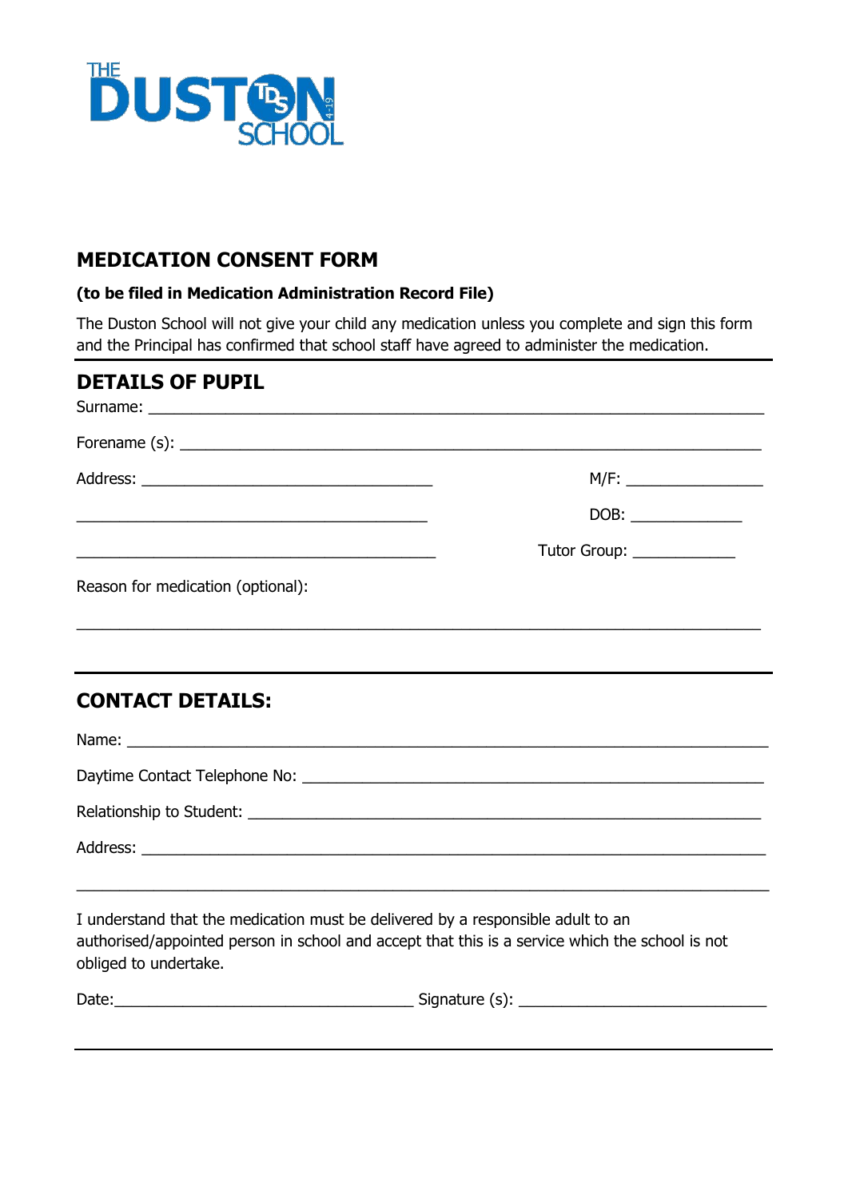THE DUSTON SCHOOL

# MEDICATION CONSENT FORM

**(to be filed in Medication Administration Record File)**

The Duston School will not give your child any medication unless you complete and sign this form and the Principal has confirmed that school staff have agreed to administer the medication.

## DETAILS OF PUPIL

Surname: ___________________________________________________________________

Forename (s): _______________________________________________________________

Address: _________________________________ M/F: _______________

_________________________________________ DOB: _____________

_________________________________________ Tutor Group: ____________

Reason for medication (optional):

_____________________________________________________________________________

## CONTACT DETAILS:

Name: _______________________________________________________________________

Daytime Contact Telephone No: ________________________________________________

Relationship to Student: _____________________________________________________

Address: _____________________________________________________________________

_____________________________________________________________________________

I understand that the medication must be delivered by a responsible adult to an authorised/appointed person in school and accept that this is a service which the school is not obliged to undertake.

Date:__________________________________ Signature (s): ____________________________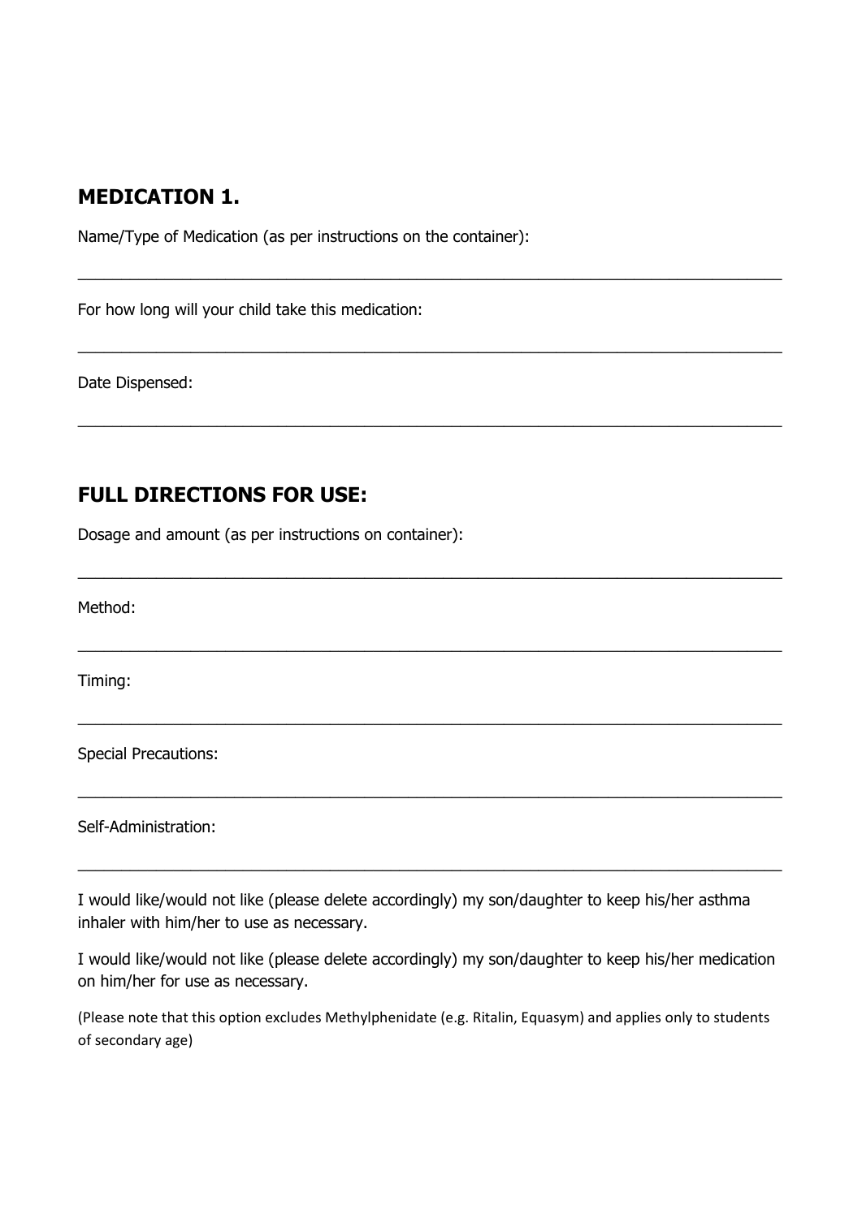## MEDICATION 1.

Name/Type of Medication (as per instructions on the container):

\_\_\_\_\_\_\_\_\_\_\_\_\_\_\_\_\_\_\_\_\_\_\_\_\_\_\_\_\_\_\_\_\_\_\_\_\_\_\_\_\_\_\_\_\_\_\_\_\_\_\_\_\_\_\_\_\_\_\_\_\_\_\_\_\_\_\_\_\_\_\_\_

For how long will your child take this medication:

\_\_\_\_\_\_\_\_\_\_\_\_\_\_\_\_\_\_\_\_\_\_\_\_\_\_\_\_\_\_\_\_\_\_\_\_\_\_\_\_\_\_\_\_\_\_\_\_\_\_\_\_\_\_\_\_\_\_\_\_\_\_\_\_\_\_\_\_\_\_\_\_

Date Dispensed:

\_\_\_\_\_\_\_\_\_\_\_\_\_\_\_\_\_\_\_\_\_\_\_\_\_\_\_\_\_\_\_\_\_\_\_\_\_\_\_\_\_\_\_\_\_\_\_\_\_\_\_\_\_\_\_\_\_\_\_\_\_\_\_\_\_\_\_\_\_\_\_\_

## FULL DIRECTIONS FOR USE:

Dosage and amount (as per instructions on container):

\_\_\_\_\_\_\_\_\_\_\_\_\_\_\_\_\_\_\_\_\_\_\_\_\_\_\_\_\_\_\_\_\_\_\_\_\_\_\_\_\_\_\_\_\_\_\_\_\_\_\_\_\_\_\_\_\_\_\_\_\_\_\_\_\_\_\_\_\_\_\_\_

Method:

\_\_\_\_\_\_\_\_\_\_\_\_\_\_\_\_\_\_\_\_\_\_\_\_\_\_\_\_\_\_\_\_\_\_\_\_\_\_\_\_\_\_\_\_\_\_\_\_\_\_\_\_\_\_\_\_\_\_\_\_\_\_\_\_\_\_\_\_\_\_\_\_

Timing:

\_\_\_\_\_\_\_\_\_\_\_\_\_\_\_\_\_\_\_\_\_\_\_\_\_\_\_\_\_\_\_\_\_\_\_\_\_\_\_\_\_\_\_\_\_\_\_\_\_\_\_\_\_\_\_\_\_\_\_\_\_\_\_\_\_\_\_\_\_\_\_\_

Special Precautions:

\_\_\_\_\_\_\_\_\_\_\_\_\_\_\_\_\_\_\_\_\_\_\_\_\_\_\_\_\_\_\_\_\_\_\_\_\_\_\_\_\_\_\_\_\_\_\_\_\_\_\_\_\_\_\_\_\_\_\_\_\_\_\_\_\_\_\_\_\_\_\_\_

Self-Administration:

\_\_\_\_\_\_\_\_\_\_\_\_\_\_\_\_\_\_\_\_\_\_\_\_\_\_\_\_\_\_\_\_\_\_\_\_\_\_\_\_\_\_\_\_\_\_\_\_\_\_\_\_\_\_\_\_\_\_\_\_\_\_\_\_\_\_\_\_\_\_\_\_

I would like/would not like (please delete accordingly) my son/daughter to keep his/her asthma inhaler with him/her to use as necessary.

I would like/would not like (please delete accordingly) my son/daughter to keep his/her medication on him/her for use as necessary.

(Please note that this option excludes Methylphenidate (e.g. Ritalin, Equasym) and applies only to students of secondary age)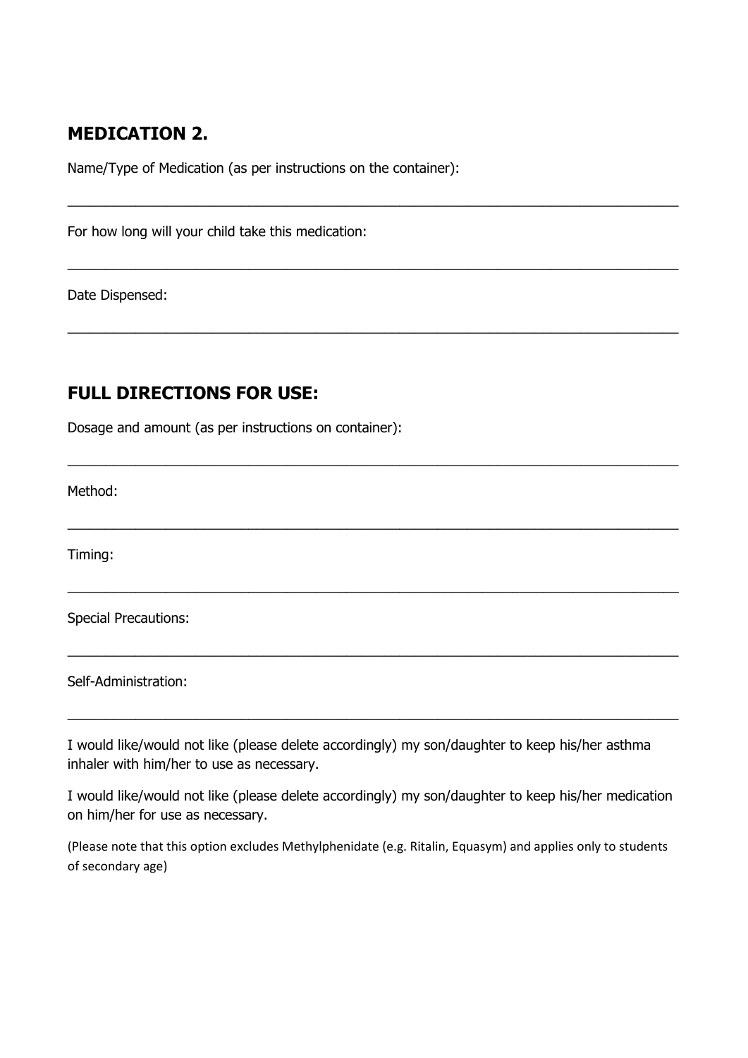## MEDICATION 2.

Name/Type of Medication (as per instructions on the container):

______________________________________________________________________________

For how long will your child take this medication:

______________________________________________________________________________

Date Dispensed:

______________________________________________________________________________

## FULL DIRECTIONS FOR USE:

Dosage and amount (as per instructions on container):

______________________________________________________________________________

Method:

______________________________________________________________________________

Timing:

______________________________________________________________________________

Special Precautions:

______________________________________________________________________________

Self-Administration:

______________________________________________________________________________

I would like/would not like (please delete accordingly) my son/daughter to keep his/her asthma inhaler with him/her to use as necessary.

I would like/would not like (please delete accordingly) my son/daughter to keep his/her medication on him/her for use as necessary.

(Please note that this option excludes Methylphenidate (e.g. Ritalin, Equasym) and applies only to students of secondary age)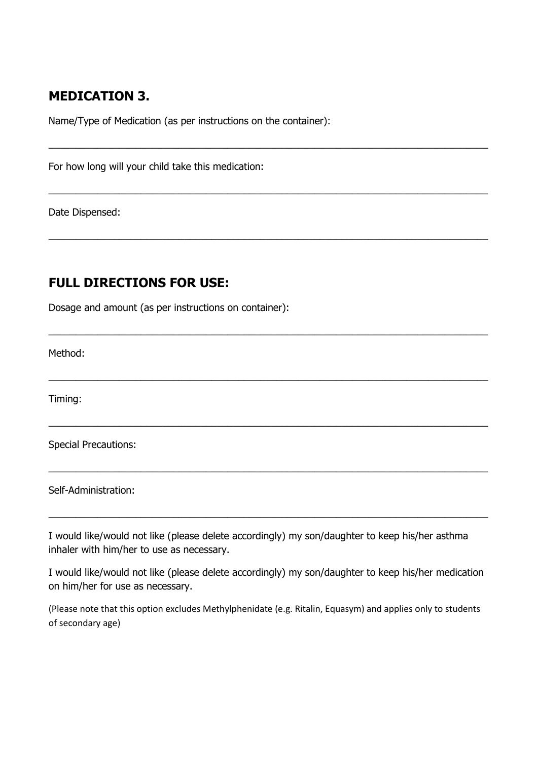## MEDICATION 3.

Name/Type of Medication (as per instructions on the container):

______________________________________________________________________________

For how long will your child take this medication:

______________________________________________________________________________

Date Dispensed:

______________________________________________________________________________

## FULL DIRECTIONS FOR USE:

Dosage and amount (as per instructions on container):

______________________________________________________________________________

Method:

______________________________________________________________________________

Timing:

______________________________________________________________________________

Special Precautions:

______________________________________________________________________________

Self-Administration:

______________________________________________________________________________

I would like/would not like (please delete accordingly) my son/daughter to keep his/her asthma inhaler with him/her to use as necessary.

I would like/would not like (please delete accordingly) my son/daughter to keep his/her medication on him/her for use as necessary.

(Please note that this option excludes Methylphenidate (e.g. Ritalin, Equasym) and applies only to students of secondary age)